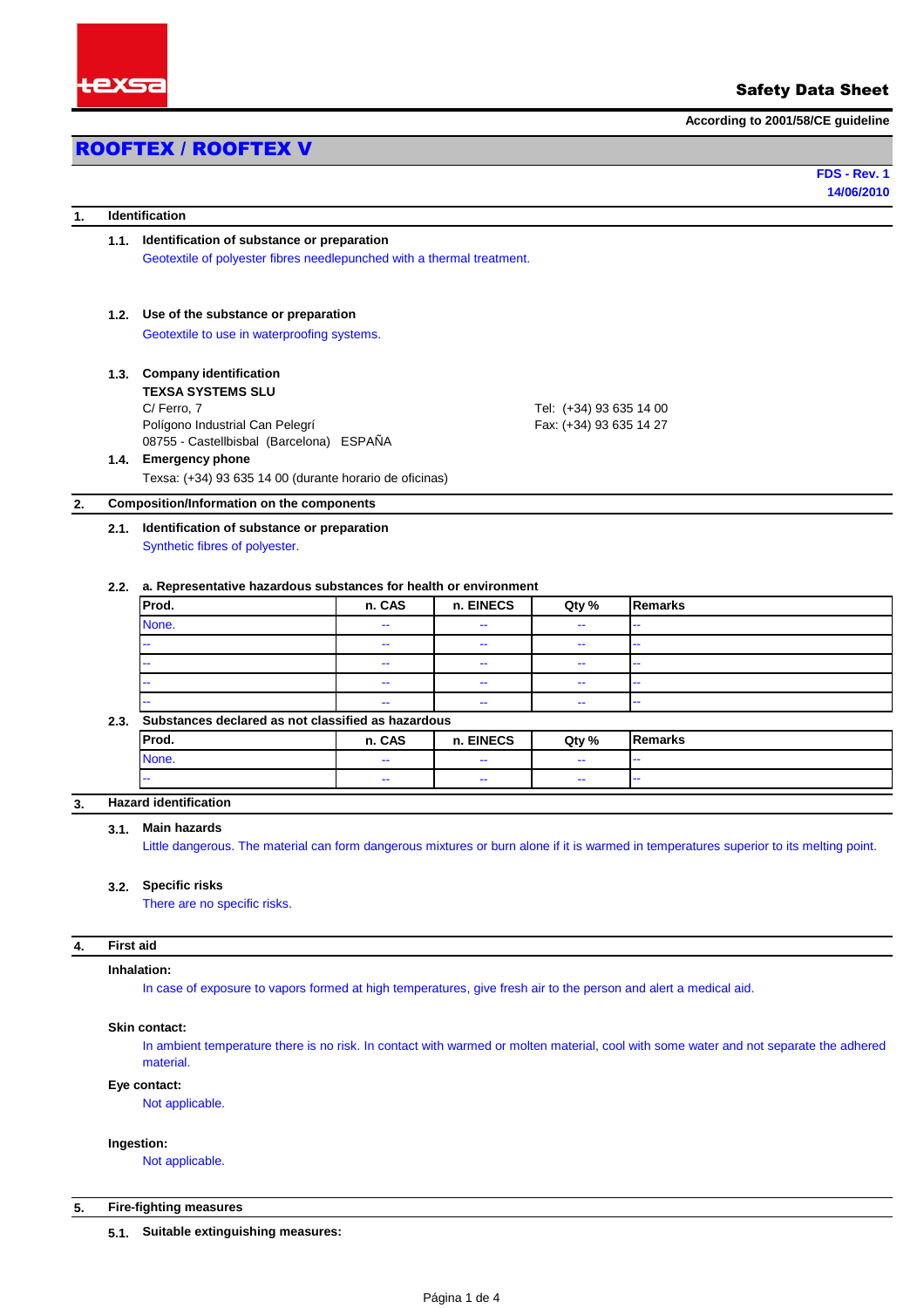Safety Data Sheet

According to 2001/58/CE guideline

# ROOFTEX / ROOFTEX V

**FDS - Rev. 1**
**14/06/2010**

## 1. Identification

### 1.1. Identification of substance or preparation

Geotextile of polyester fibres needlepunched with a thermal treatment.

### 1.2. Use of the substance or preparation

Geotextile to use in waterproofing systems.

### 1.3. Company identification

**TEXSA SYSTEMS SLU**
C/ Ferro, 7
Polígono Industrial Can Pelegrí
08755 - Castellbisbal (Barcelona) ESPAÑA

Tel: (+34) 93 635 14 00
Fax: (+34) 93 635 14 27

### 1.4. Emergency phone

Texsa: (+34) 93 635 14 00 (durante horario de oficinas)

## 2. Composition/Information on the components

### 2.1. Identification of substance or preparation

Synthetic fibres of polyester.

### 2.2. a. Representative hazardous substances for health or environment

| Prod. | n. CAS | n. EINECS | Qty % | Remarks |
|---|---|---|---|---|
| None. | -- | -- | -- | -- |
| -- | -- | -- | -- | -- |
| -- | -- | -- | -- | -- |
| -- | -- | -- | -- | -- |
| -- | -- | -- | -- | -- |

### 2.3. Substances declared as not classified as hazardous

| Prod. | n. CAS | n. EINECS | Qty % | Remarks |
|---|---|---|---|---|
| None. | -- | -- | -- | -- |
| -- | -- | -- | -- | -- |

## 3. Hazard identification

### 3.1. Main hazards

Little dangerous. The material can form dangerous mixtures or burn alone if it is warmed in temperatures superior to its melting point.

### 3.2. Specific risks

There are no specific risks.

## 4. First aid

**Inhalation:**

In case of exposure to vapors formed at high temperatures, give fresh air to the person and alert a medical aid.

**Skin contact:**

In ambient temperature there is no risk. In contact with warmed or molten material, cool with some water and not separate the adhered material.

**Eye contact:**

Not applicable.

**Ingestion:**

Not applicable.

## 5. Fire-fighting measures

### 5.1. Suitable extinguishing measures: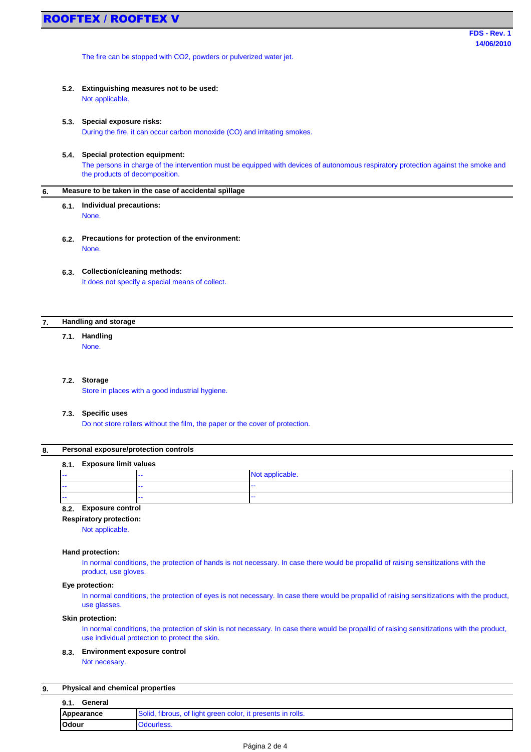The fire can be stopped with $CO_2$, powders or pulverized water jet.

### 5.2. Extinguishing measures not to be used:

Not applicable.

### 5.3. Special exposure risks:

During the fire, it can occur carbon monoxide (CO) and irritating smokes.

### 5.4. Special protection equipment:

The persons in charge of the intervention must be equipped with devices of autonomous respiratory protection against the smoke and the products of decomposition.

## 6. Measure to be taken in the case of accidental spìllage

### 6.1. Individual precautions:

None.

### 6.2. Precautions for protection of the environment:

None.

### 6.3. Collection/cleaning methods:

It does not specify a special means of collect.

## 7. Handling and storage

### 7.1. Handling

None.

### 7.2. Storage

Store in places with a good industrial hygiene.

### 7.3. Specific uses

Do not store rollers without the film, the paper or the cover of protection.

## 8. Personal exposure/protection controls

### 8.1. Exposure limit values

| -- | -- | Not applicable. |
|---|---|---|
| -- | -- | -- |
| -- | -- | -- |

### 8.2. Exposure control

**Respiratory protection:**

Not applicable.

**Hand protection:**

In normal conditions, the protection of hands is not necessary. In case there would be propallid of raising sensitizations with the product, use gloves.

**Eye protection:**

In normal conditions, the protection of eyes is not necessary. In case there would be propallid of raising sensitizations with the product, use glasses.

**Skin protection:**

In normal conditions, the protection of skin is not necessary. In case there would be propallid of raising sensitizations with the product, use individual protection to protect the skin.

### 8.3. Environment exposure control

Not necesary.

## 9. Physical and chemical properties

### 9.1. General

| Appearance | Solid, fibrous, of light green color, it presents in rolls. |
|---|---|
| Odour | Odourless. |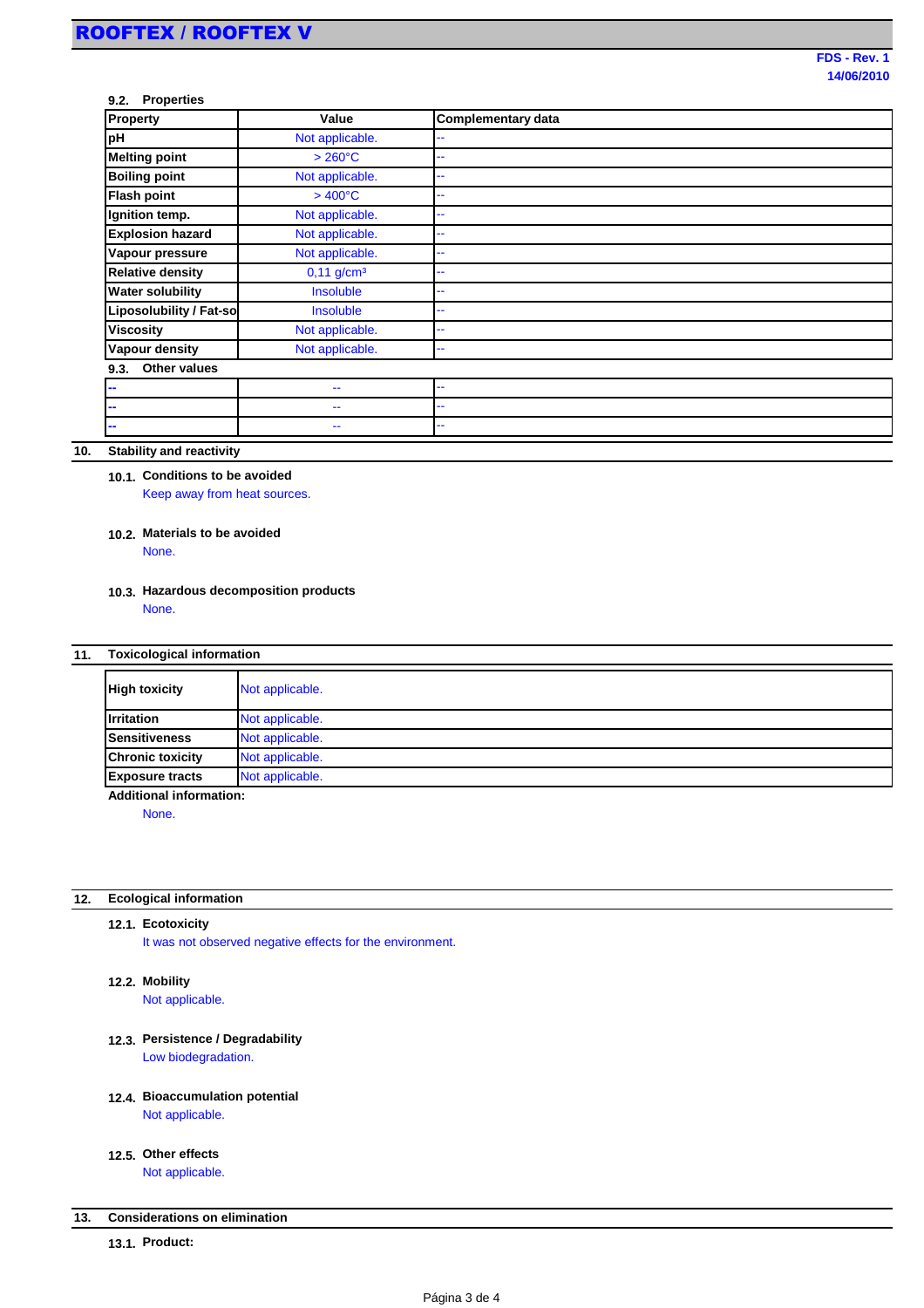### 9.2. Properties

| Property | Value | Complementary data |
|---|---|---|
| pH | Not applicable. | -- |
| Melting point | > 260°C | -- |
| Boiling point | Not applicable. | -- |
| Flash point | > 400°C | -- |
| Ignition temp. | Not applicable. | -- |
| Explosion hazard | Not applicable. | -- |
| Vapour pressure | Not applicable. | -- |
| Relative density | 0,11 g/cm³ | -- |
| Water solubility | Insoluble | -- |
| Liposolubility / Fat-so | Insoluble | -- |
| Viscosity | Not applicable. | -- |
| Vapour density | Not applicable. | -- |

### 9.3. Other values

| | | |
|---|---|---|
| -- | -- | -- |
| -- | -- | -- |
| -- | -- | -- |

## 10. Stability and reactivity

### 10.1. Conditions to be avoided

Keep away from heat sources.

### 10.2. Materials to be avoided

None.

### 10.3. Hazardous decomposition products

None.

## 11. Toxicological information

| | |
|---|---|
| High toxicity | Not applicable. |
| Irritation | Not applicable. |
| Sensitiveness | Not applicable. |
| Chronic toxicity | Not applicable. |
| Exposure tracts | Not applicable. |

**Additional information:**

None.

## 12. Ecological information

### 12.1. Ecotoxicity

It was not observed negative effects for the environment.

### 12.2. Mobility

Not applicable.

### 12.3. Persistence / Degradability

Low biodegradation.

### 12.4. Bioaccumulation potential

Not applicable.

### 12.5. Other effects

Not applicable.

## 13. Considerations on elimination

### 13.1. Product: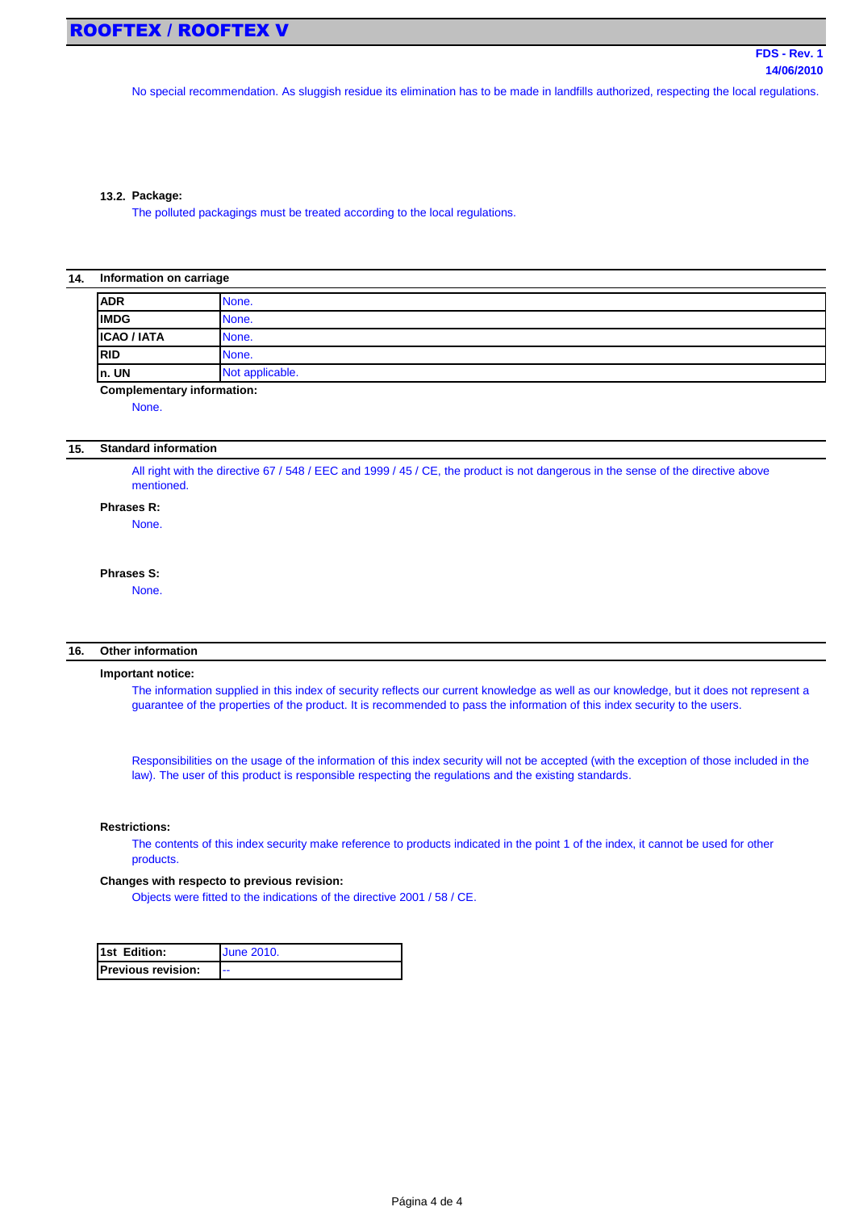No special recommendation. As sluggish residue its elimination has to be made in landfills authorized, respecting the local regulations.

### 13.2. Package:

The polluted packagings must be treated according to the local regulations.

## 14. Information on carriage

| | |
|---|---|
| **ADR** | None. |
| **IMDG** | None. |
| **ICAO / IATA** | None. |
| **RID** | None. |
| **n. UN** | Not applicable. |

**Complementary information:**

None.

## 15. Standard information

All right with the directive 67 / 548 / EEC and 1999 / 45 / CE, the product is not dangerous in the sense of the directive above mentioned.

**Phrases R:**

None.

**Phrases S:**

None.

## 16. Other information

**Important notice:**

The information supplied in this index of security reflects our current knowledge as well as our knowledge, but it does not represent a guarantee of the properties of the product. It is recommended to pass the information of this index security to the users.

Responsibilities on the usage of the information of this index security will not be accepted (with the exception of those included in the law). The user of this product is responsible respecting the regulations and the existing standards.

**Restrictions:**

The contents of this index security make reference to products indicated in the point 1 of the index, it cannot be used for other products.

**Changes with respecto to previous revision:**

Objects were fitted to the indications of the directive 2001 / 58 / CE.

| | |
|---|---|
| **1st Edition:** | June 2010. |
| **Previous revision:** | -- |